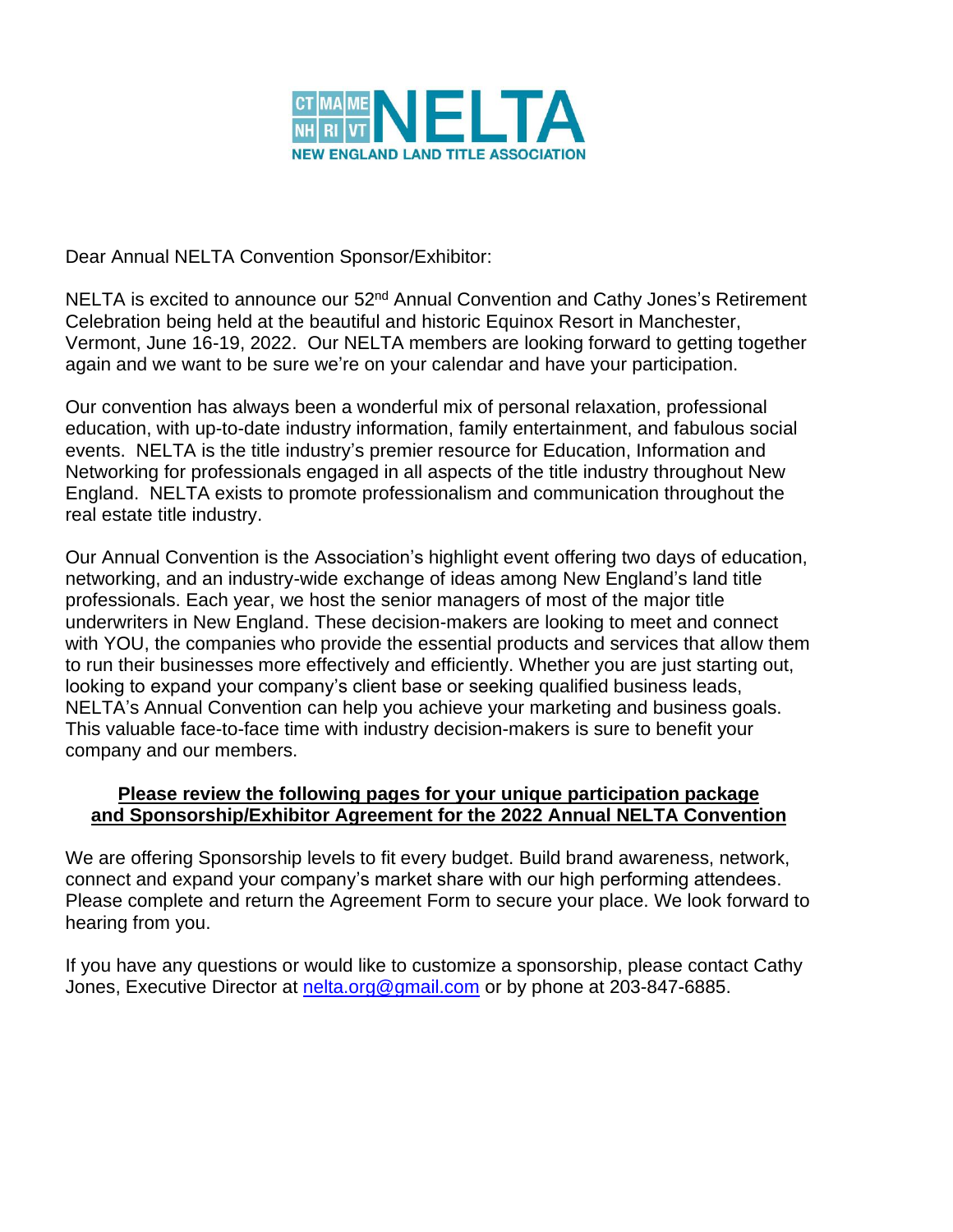CT MA ME NH RI VT **NELTA**
NEW ENGLAND LAND TITLE ASSOCIATION

Dear Annual NELTA Convention Sponsor/Exhibitor:

NELTA is excited to announce our 52nd Annual Convention and Cathy Jones's Retirement Celebration being held at the beautiful and historic Equinox Resort in Manchester, Vermont, June 16-19, 2022. Our NELTA members are looking forward to getting together again and we want to be sure we're on your calendar and have your participation.

Our convention has always been a wonderful mix of personal relaxation, professional education, with up-to-date industry information, family entertainment, and fabulous social events. NELTA is the title industry's premier resource for Education, Information and Networking for professionals engaged in all aspects of the title industry throughout New England. NELTA exists to promote professionalism and communication throughout the real estate title industry.

Our Annual Convention is the Association's highlight event offering two days of education, networking, and an industry-wide exchange of ideas among New England's land title professionals. Each year, we host the senior managers of most of the major title underwriters in New England. These decision-makers are looking to meet and connect with YOU, the companies who provide the essential products and services that allow them to run their businesses more effectively and efficiently. Whether you are just starting out, looking to expand your company's client base or seeking qualified business leads, NELTA's Annual Convention can help you achieve your marketing and business goals. This valuable face-to-face time with industry decision-makers is sure to benefit your company and our members.

**Please review the following pages for your unique participation package and Sponsorship/Exhibitor Agreement for the 2022 Annual NELTA Convention**

We are offering Sponsorship levels to fit every budget. Build brand awareness, network, connect and expand your company's market share with our high performing attendees. Please complete and return the Agreement Form to secure your place. We look forward to hearing from you.

If you have any questions or would like to customize a sponsorship, please contact Cathy Jones, Executive Director at nelta.org@gmail.com or by phone at 203-847-6885.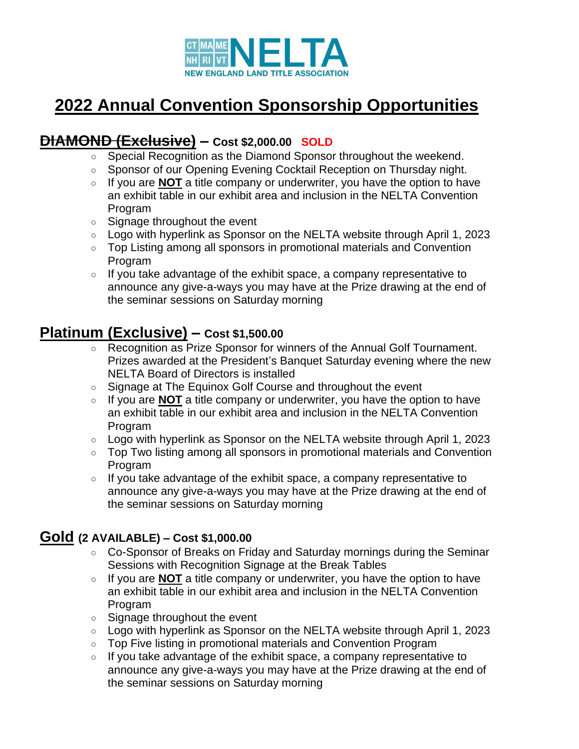# 2022 Annual Convention Sponsorship Opportunities

## ~~DIAMOND (Exclusive)~~ – Cost $2,000.00 SOLD

- Special Recognition as the Diamond Sponsor throughout the weekend.
- Sponsor of our Opening Evening Cocktail Reception on Thursday night.
- If you are **NOT** a title company or underwriter, you have the option to have an exhibit table in our exhibit area and inclusion in the NELTA Convention Program
- Signage throughout the event
- Logo with hyperlink as Sponsor on the NELTA website through April 1, 2023
- Top Listing among all sponsors in promotional materials and Convention Program
- If you take advantage of the exhibit space, a company representative to announce any give-a-ways you may have at the Prize drawing at the end of the seminar sessions on Saturday morning

## Platinum (Exclusive) – Cost $1,500.00

- Recognition as Prize Sponsor for winners of the Annual Golf Tournament. Prizes awarded at the President's Banquet Saturday evening where the new NELTA Board of Directors is installed
- Signage at The Equinox Golf Course and throughout the event
- If you are **NOT** a title company or underwriter, you have the option to have an exhibit table in our exhibit area and inclusion in the NELTA Convention Program
- Logo with hyperlink as Sponsor on the NELTA website through April 1, 2023
- Top Two listing among all sponsors in promotional materials and Convention Program
- If you take advantage of the exhibit space, a company representative to announce any give-a-ways you may have at the Prize drawing at the end of the seminar sessions on Saturday morning

## Gold (2 AVAILABLE) – Cost $1,000.00

- Co-Sponsor of Breaks on Friday and Saturday mornings during the Seminar Sessions with Recognition Signage at the Break Tables
- If you are **NOT** a title company or underwriter, you have the option to have an exhibit table in our exhibit area and inclusion in the NELTA Convention Program
- Signage throughout the event
- Logo with hyperlink as Sponsor on the NELTA website through April 1, 2023
- Top Five listing in promotional materials and Convention Program
- If you take advantage of the exhibit space, a company representative to announce any give-a-ways you may have at the Prize drawing at the end of the seminar sessions on Saturday morning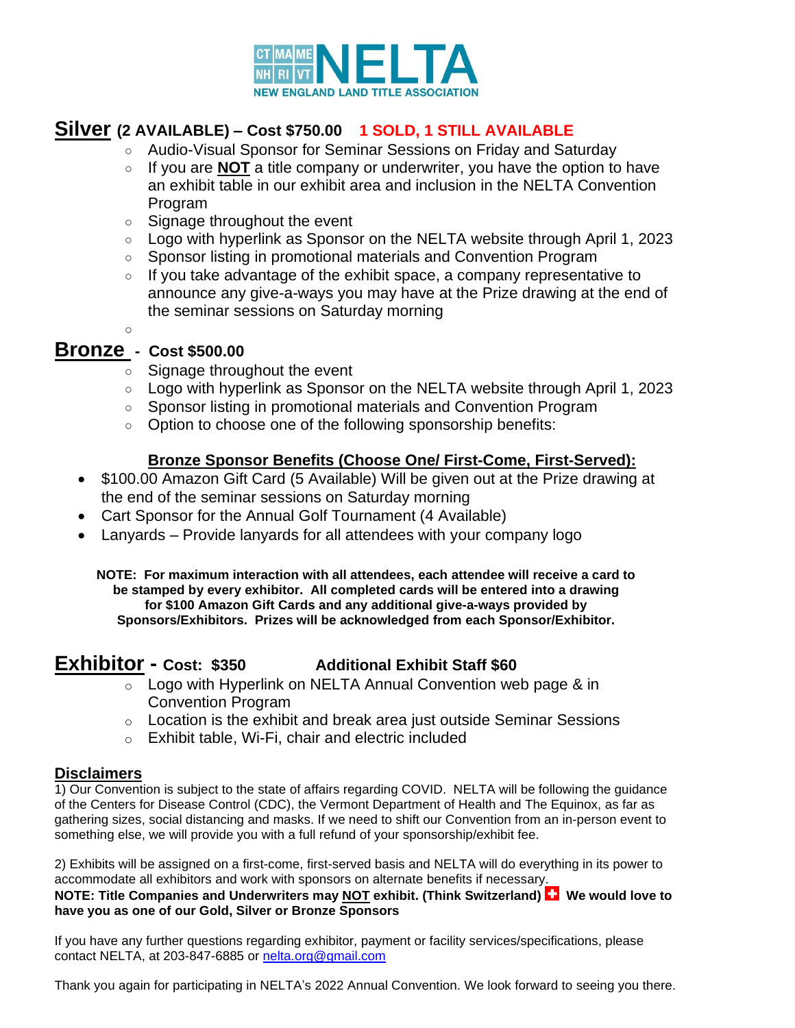CT MA ME NH RI VT **NELTA**
NEW ENGLAND LAND TITLE ASSOCIATION

## Silver (2 AVAILABLE) – Cost $750.00 1 SOLD, 1 STILL AVAILABLE

- Audio-Visual Sponsor for Seminar Sessions on Friday and Saturday
- If you are **NOT** a title company or underwriter, you have the option to have an exhibit table in our exhibit area and inclusion in the NELTA Convention Program
- Signage throughout the event
- Logo with hyperlink as Sponsor on the NELTA website through April 1, 2023
- Sponsor listing in promotional materials and Convention Program
- If you take advantage of the exhibit space, a company representative to announce any give-a-ways you may have at the Prize drawing at the end of the seminar sessions on Saturday morning

## Bronze - Cost $500.00

- Signage throughout the event
- Logo with hyperlink as Sponsor on the NELTA website through April 1, 2023
- Sponsor listing in promotional materials and Convention Program
- Option to choose one of the following sponsorship benefits:

**Bronze Sponsor Benefits (Choose One/ First-Come, First-Served):**

- $100.00 Amazon Gift Card (5 Available) Will be given out at the Prize drawing at the end of the seminar sessions on Saturday morning
- Cart Sponsor for the Annual Golf Tournament (4 Available)
- Lanyards – Provide lanyards for all attendees with your company logo

**NOTE: For maximum interaction with all attendees, each attendee will receive a card to be stamped by every exhibitor. All completed cards will be entered into a drawing for $100 Amazon Gift Cards and any additional give-a-ways provided by Sponsors/Exhibitors. Prizes will be acknowledged from each Sponsor/Exhibitor.**

## Exhibitor - Cost: $350 Additional Exhibit Staff $60

- Logo with Hyperlink on NELTA Annual Convention web page & in Convention Program
- Location is the exhibit and break area just outside Seminar Sessions
- Exhibit table, Wi-Fi, chair and electric included

### Disclaimers

1) Our Convention is subject to the state of affairs regarding COVID. NELTA will be following the guidance of the Centers for Disease Control (CDC), the Vermont Department of Health and The Equinox, as far as gathering sizes, social distancing and masks. If we need to shift our Convention from an in-person event to something else, we will provide you with a full refund of your sponsorship/exhibit fee.

2) Exhibits will be assigned on a first-come, first-served basis and NELTA will do everything in its power to accommodate all exhibitors and work with sponsors on alternate benefits if necessary.

**NOTE: Title Companies and Underwriters may NOT exhibit. (Think Switzerland) We would love to have you as one of our Gold, Silver or Bronze Sponsors**

If you have any further questions regarding exhibitor, payment or facility services/specifications, please contact NELTA, at 203-847-6885 or nelta.org@gmail.com

Thank you again for participating in NELTA's 2022 Annual Convention. We look forward to seeing you there.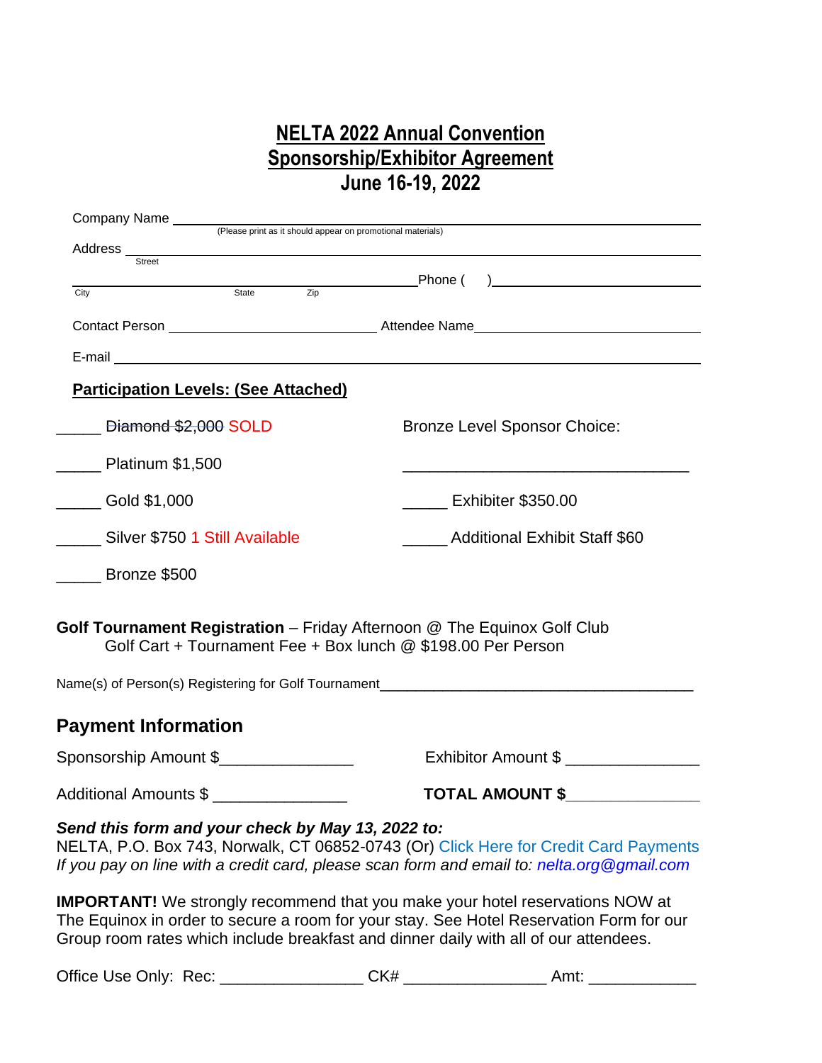# NELTA 2022 Annual Convention
# Sponsorship/Exhibitor Agreement
# June 16-19, 2022

Company Name ____________________________________________
(Please print as it should appear on promotional materials)

Address ____________________________________________
Street

____________________________________________ Phone ( ) ____________________
City State Zip

Contact Person ______________________ Attendee Name ______________________

E-mail ____________________________________________

**Participation Levels: (See Attached)**

_____ ~~Diamond $2,000~~ SOLD

_____ Platinum $1,500

_____ Gold $1,000

_____ Silver $750 1 Still Available

_____ Bronze $500

Bronze Level Sponsor Choice:

________________________________

_____ Exhibiter $350.00

_____ Additional Exhibit Staff $60

**Golf Tournament Registration** – Friday Afternoon @ The Equinox Golf Club
Golf Cart + Tournament Fee + Box lunch @ $198.00 Per Person

Name(s) of Person(s) Registering for Golf Tournament ________________________________________

## Payment Information

Sponsorship Amount $_______________ Exhibitor Amount $ _______________

Additional Amounts $ _______________ **TOTAL AMOUNT $**_______________

***Send this form and your check by May 13, 2022 to:***
NELTA, P.O. Box 743, Norwalk, CT 06852-0743 (Or) Click Here for Credit Card Payments
*If you pay on line with a credit card, please scan form and email to: nelta.org@gmail.com*

**IMPORTANT!** We strongly recommend that you make your hotel reservations NOW at The Equinox in order to secure a room for your stay. See Hotel Reservation Form for our Group room rates which include breakfast and dinner daily with all of our attendees.

Office Use Only: Rec: _______________ CK# _______________ Amt: ___________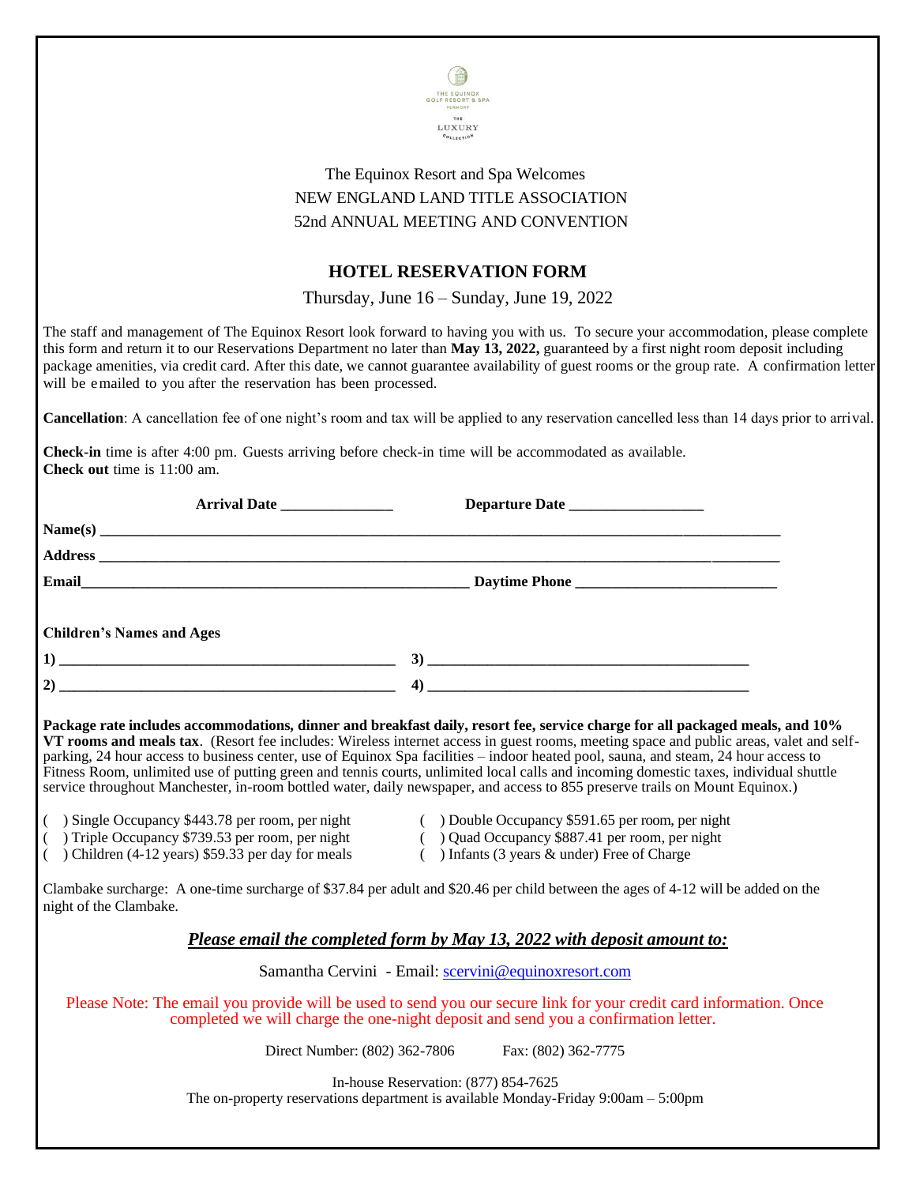THE EQUINOX GOLF RESORT & SPA VERMONT

THE LUXURY COLLECTION

The Equinox Resort and Spa Welcomes
NEW ENGLAND LAND TITLE ASSOCIATION
52nd ANNUAL MEETING AND CONVENTION

## HOTEL RESERVATION FORM

Thursday, June 16 – Sunday, June 19, 2022

The staff and management of The Equinox Resort look forward to having you with us. To secure your accommodation, please complete this form and return it to our Reservations Department no later than **May 13, 2022,** guaranteed by a first night room deposit including package amenities, via credit card. After this date, we cannot guarantee availability of guest rooms or the group rate. A confirmation letter will be emailed to you after the reservation has been processed.

**Cancellation**: A cancellation fee of one night's room and tax will be applied to any reservation cancelled less than 14 days prior to arrival.

**Check-in** time is after 4:00 pm. Guests arriving before check-in time will be accommodated as available.
**Check out** time is 11:00 am.

**Arrival Date** _______________ **Departure Date** __________________

**Name(s)** ____________________________________________________________________________________________

**Address** ____________________________________________________________________________________________

**Email**_____________________________________________________ **Daytime Phone** ___________________________

**Children's Names and Ages**

**1)** _______________________________________________ **3)** _____________________________________________

**2)** _______________________________________________ **4)** _____________________________________________

**Package rate includes accommodations, dinner and breakfast daily, resort fee, service charge for all packaged meals, and 10% VT rooms and meals tax**. (Resort fee includes: Wireless internet access in guest rooms, meeting space and public areas, valet and self-parking, 24 hour access to business center, use of Equinox Spa facilities – indoor heated pool, sauna, and steam, 24 hour access to Fitness Room, unlimited use of putting green and tennis courts, unlimited local calls and incoming domestic taxes, individual shuttle service throughout Manchester, in-room bottled water, daily newspaper, and access to 855 preserve trails on Mount Equinox.)

( ) Single Occupancy $443.78 per room, per night
( ) Double Occupancy $591.65 per room, per night
( ) Triple Occupancy $739.53 per room, per night
( ) Quad Occupancy $887.41 per room, per night
( ) Children (4-12 years) $59.33 per day for meals
( ) Infants (3 years & under) Free of Charge

Clambake surcharge: A one-time surcharge of $37.84 per adult and $20.46 per child between the ages of 4-12 will be added on the night of the Clambake.

***Please email the completed form by May 13, 2022 with deposit amount to:***

Samantha Cervini - Email: scervini@equinoxresort.com

Please Note: The email you provide will be used to send you our secure link for your credit card information. Once completed we will charge the one-night deposit and send you a confirmation letter.

Direct Number: (802) 362-7806 Fax: (802) 362-7775

In-house Reservation: (877) 854-7625
The on-property reservations department is available Monday-Friday 9:00am – 5:00pm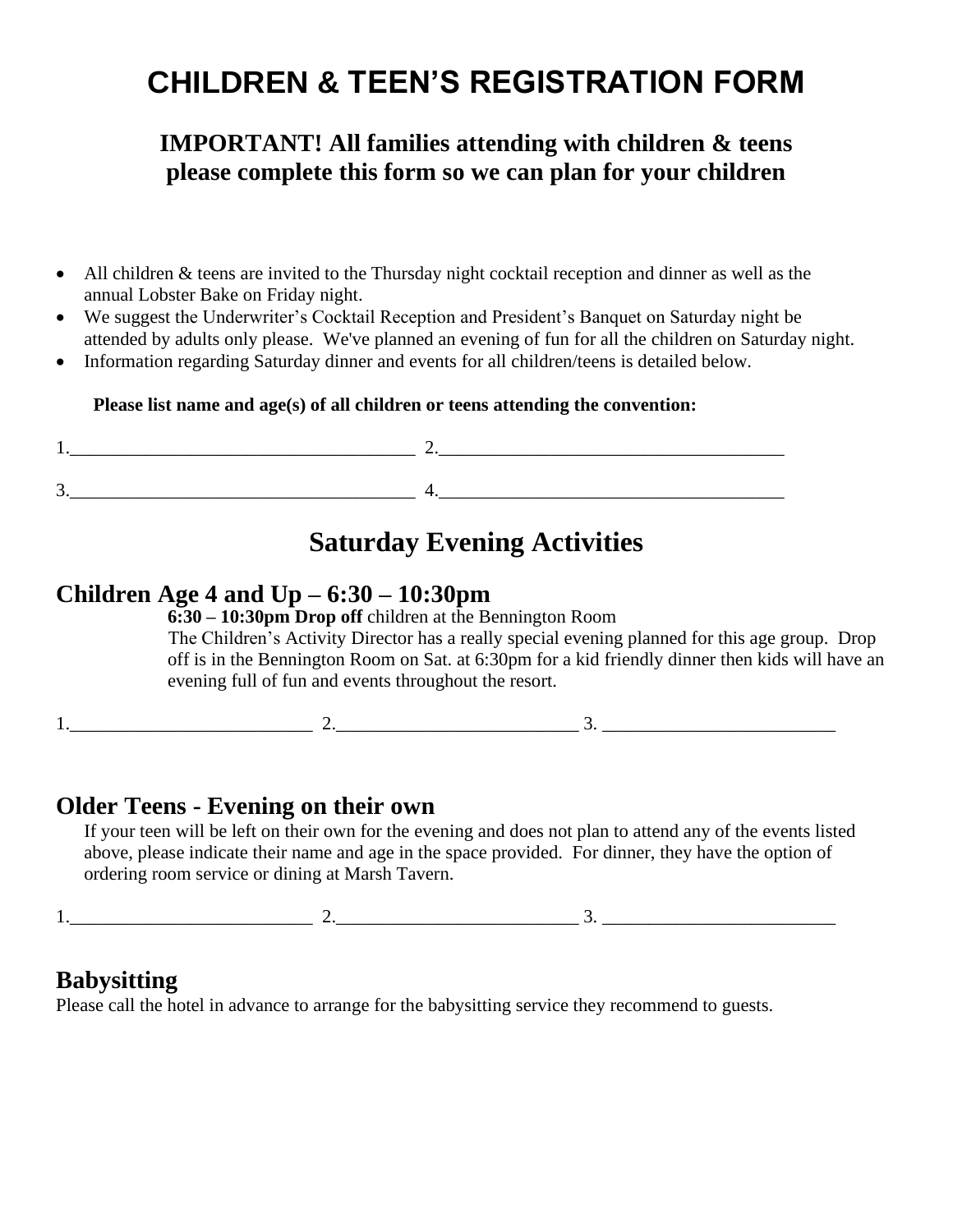# CHILDREN & TEEN'S REGISTRATION FORM

### IMPORTANT! All families attending with children & teens please complete this form so we can plan for your children

- All children & teens are invited to the Thursday night cocktail reception and dinner as well as the annual Lobster Bake on Friday night.
- We suggest the Underwriter's Cocktail Reception and President's Banquet on Saturday night be attended by adults only please. We've planned an evening of fun for all the children on Saturday night.
- Information regarding Saturday dinner and events for all children/teens is detailed below.

**Please list name and age(s) of all children or teens attending the convention:**

1.____________________________________ 2.____________________________________

3.____________________________________ 4.____________________________________

## Saturday Evening Activities

### Children Age 4 and Up – 6:30 – 10:30pm

**6:30 – 10:30pm Drop off** children at the Bennington Room

The Children's Activity Director has a really special evening planned for this age group. Drop off is in the Bennington Room on Sat. at 6:30pm for a kid friendly dinner then kids will have an evening full of fun and events throughout the resort.

1.________________________ 2.________________________ 3. ________________________

### Older Teens - Evening on their own

If your teen will be left on their own for the evening and does not plan to attend any of the events listed above, please indicate their name and age in the space provided. For dinner, they have the option of ordering room service or dining at Marsh Tavern.

1.________________________ 2.________________________ 3. ________________________

### Babysitting

Please call the hotel in advance to arrange for the babysitting service they recommend to guests.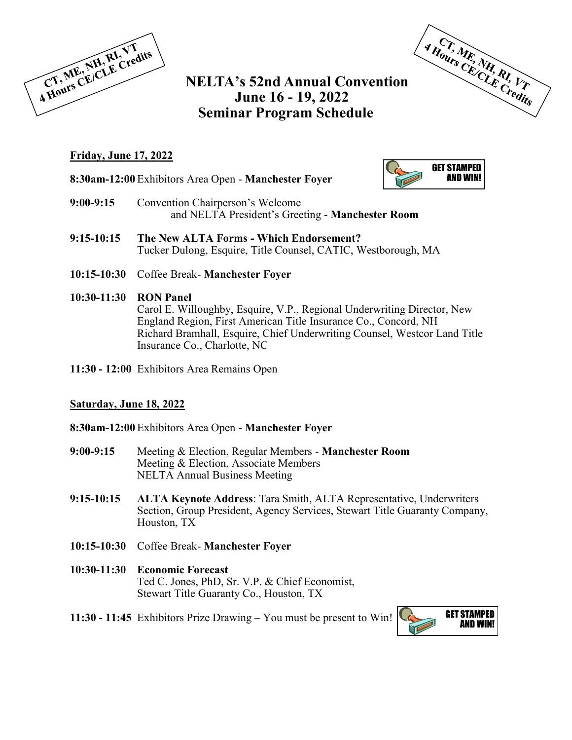CT, ME, NH, RI, VT
4 Hours CE/CLE Credits

# NELTA's 52nd Annual Convention
# June 16 - 19, 2022
# Seminar Program Schedule

CT, ME, NH, RI, VT
4 Hours CE/CLE Credits

## Friday, June 17, 2022

**8:30am-12:00** Exhibitors Area Open - **Manchester Foyer**

GET STAMPED AND WIN!

**9:00-9:15** Convention Chairperson's Welcome and NELTA President's Greeting - **Manchester Room**

**9:15-10:15** **The New ALTA Forms - Which Endorsement?**
Tucker Dulong, Esquire, Title Counsel, CATIC, Westborough, MA

**10:15-10:30** Coffee Break- **Manchester Foyer**

**10:30-11:30** **RON Panel**
Carol E. Willoughby, Esquire, V.P., Regional Underwriting Director, New England Region, First American Title Insurance Co., Concord, NH
Richard Bramhall, Esquire, Chief Underwriting Counsel, Westcor Land Title Insurance Co., Charlotte, NC

**11:30 - 12:00** Exhibitors Area Remains Open

## Saturday, June 18, 2022

**8:30am-12:00** Exhibitors Area Open - **Manchester Foyer**

**9:00-9:15** Meeting & Election, Regular Members - **Manchester Room**
Meeting & Election, Associate Members
NELTA Annual Business Meeting

**9:15-10:15** **ALTA Keynote Address**: Tara Smith, ALTA Representative, Underwriters Section, Group President, Agency Services, Stewart Title Guaranty Company, Houston, TX

**10:15-10:30** Coffee Break- **Manchester Foyer**

**10:30-11:30** **Economic Forecast**
Ted C. Jones, PhD, Sr. V.P. & Chief Economist, Stewart Title Guaranty Co., Houston, TX

**11:30 - 11:45** Exhibitors Prize Drawing – You must be present to Win!

GET STAMPED AND WIN!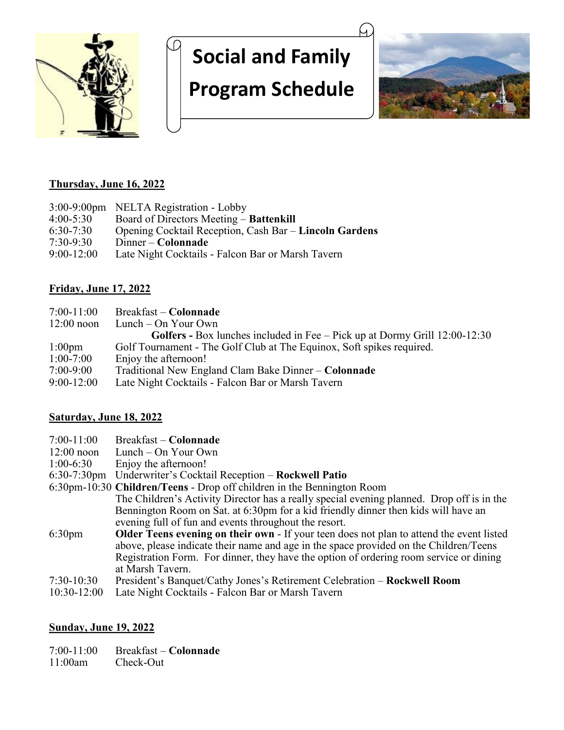# Social and Family Program Schedule

**Thursday, June 16, 2022**

| | |
|---|---|
| 3:00-9:00pm | NELTA Registration - Lobby |
| 4:00-5:30 | Board of Directors Meeting – **Battenkill** |
| 6:30-7:30 | Opening Cocktail Reception, Cash Bar – **Lincoln Gardens** |
| 7:30-9:30 | Dinner – **Colonnade** |
| 9:00-12:00 | Late Night Cocktails - Falcon Bar or Marsh Tavern |

**Friday, June 17, 2022**

| | |
|---|---|
| 7:00-11:00 | Breakfast – **Colonnade** |
| 12:00 noon | Lunch – On Your Own<br>**Golfers -** Box lunches included in Fee – Pick up at Dormy Grill 12:00-12:30 |
| 1:00pm | Golf Tournament - The Golf Club at The Equinox, Soft spikes required. |
| 1:00-7:00 | Enjoy the afternoon! |
| 7:00-9:00 | Traditional New England Clam Bake Dinner – **Colonnade** |
| 9:00-12:00 | Late Night Cocktails - Falcon Bar or Marsh Tavern |

**Saturday, June 18, 2022**

| | |
|---|---|
| 7:00-11:00 | Breakfast – **Colonnade** |
| 12:00 noon | Lunch – On Your Own |
| 1:00-6:30 | Enjoy the afternoon! |
| 6:30-7:30pm | Underwriter's Cocktail Reception – **Rockwell Patio** |
| 6:30pm-10:30 | **Children/Teens** - Drop off children in the Bennington Room<br>The Children's Activity Director has a really special evening planned. Drop off is in the Bennington Room on Sat. at 6:30pm for a kid friendly dinner then kids will have an evening full of fun and events throughout the resort. |
| 6:30pm | **Older Teens evening on their own** - If your teen does not plan to attend the event listed above, please indicate their name and age in the space provided on the Children/Teens Registration Form. For dinner, they have the option of ordering room service or dining at Marsh Tavern. |
| 7:30-10:30 | President's Banquet/Cathy Jones's Retirement Celebration – **Rockwell Room** |
| 10:30-12:00 | Late Night Cocktails - Falcon Bar or Marsh Tavern |

**Sunday, June 19, 2022**

| | |
|---|---|
| 7:00-11:00 | Breakfast – **Colonnade** |
| 11:00am | Check-Out |